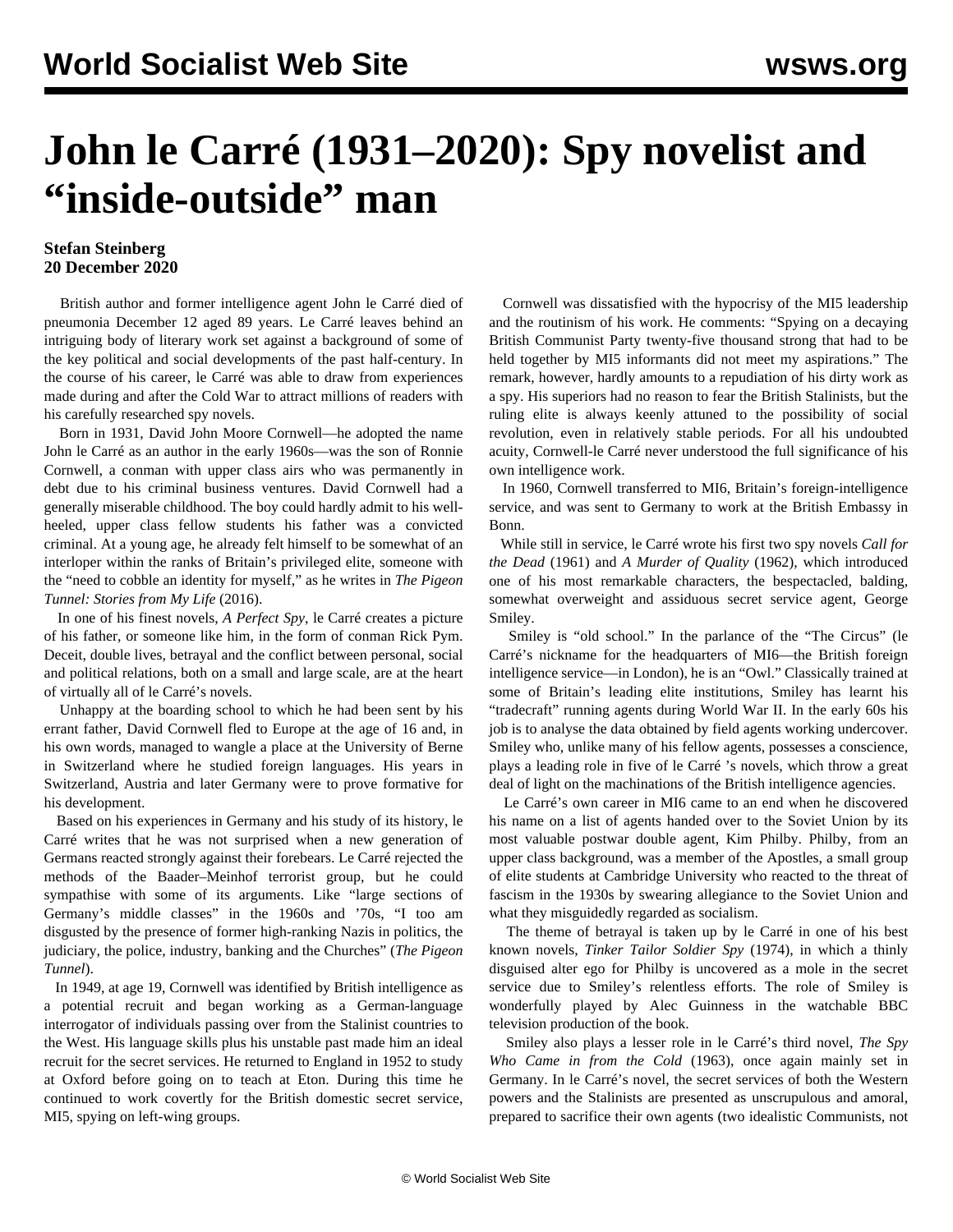# John le Carré (1931–2020): Spy novelist and "inside-outside" man

**Stefan Steinberg**
**20 December 2020**

British author and former intelligence agent John le Carré died of pneumonia December 12 aged 89 years. Le Carré leaves behind an intriguing body of literary work set against a background of some of the key political and social developments of the past half-century. In the course of his career, le Carré was able to draw from experiences made during and after the Cold War to attract millions of readers with his carefully researched spy novels.

Born in 1931, David John Moore Cornwell—he adopted the name John le Carré as an author in the early 1960s—was the son of Ronnie Cornwell, a conman with upper class airs who was permanently in debt due to his criminal business ventures. David Cornwell had a generally miserable childhood. The boy could hardly admit to his well-heeled, upper class fellow students his father was a convicted criminal. At a young age, he already felt himself to be somewhat of an interloper within the ranks of Britain's privileged elite, someone with the "need to cobble an identity for myself," as he writes in *The Pigeon Tunnel: Stories from My Life* (2016).

In one of his finest novels, *A Perfect Spy*, le Carré creates a picture of his father, or someone like him, in the form of conman Rick Pym. Deceit, double lives, betrayal and the conflict between personal, social and political relations, both on a small and large scale, are at the heart of virtually all of le Carré's novels.

Unhappy at the boarding school to which he had been sent by his errant father, David Cornwell fled to Europe at the age of 16 and, in his own words, managed to wangle a place at the University of Berne in Switzerland where he studied foreign languages. His years in Switzerland, Austria and later Germany were to prove formative for his development.

Based on his experiences in Germany and his study of its history, le Carré writes that he was not surprised when a new generation of Germans reacted strongly against their forebears. Le Carré rejected the methods of the Baader–Meinhof terrorist group, but he could sympathise with some of its arguments. Like "large sections of Germany's middle classes" in the 1960s and '70s, "I too am disgusted by the presence of former high-ranking Nazis in politics, the judiciary, the police, industry, banking and the Churches" (*The Pigeon Tunnel*).

In 1949, at age 19, Cornwell was identified by British intelligence as a potential recruit and began working as a German-language interrogator of individuals passing over from the Stalinist countries to the West. His language skills plus his unstable past made him an ideal recruit for the secret services. He returned to England in 1952 to study at Oxford before going on to teach at Eton. During this time he continued to work covertly for the British domestic secret service, MI5, spying on left-wing groups.

Cornwell was dissatisfied with the hypocrisy of the MI5 leadership and the routinism of his work. He comments: "Spying on a decaying British Communist Party twenty-five thousand strong that had to be held together by MI5 informants did not meet my aspirations." The remark, however, hardly amounts to a repudiation of his dirty work as a spy. His superiors had no reason to fear the British Stalinists, but the ruling elite is always keenly attuned to the possibility of social revolution, even in relatively stable periods. For all his undoubted acuity, Cornwell-le Carré never understood the full significance of his own intelligence work.

In 1960, Cornwell transferred to MI6, Britain's foreign-intelligence service, and was sent to Germany to work at the British Embassy in Bonn.

While still in service, le Carré wrote his first two spy novels *Call for the Dead* (1961) and *A Murder of Quality* (1962), which introduced one of his most remarkable characters, the bespectacled, balding, somewhat overweight and assiduous secret service agent, George Smiley.

Smiley is "old school." In the parlance of the "The Circus" (le Carré's nickname for the headquarters of MI6—the British foreign intelligence service—in London), he is an "Owl." Classically trained at some of Britain's leading elite institutions, Smiley has learnt his "tradecraft" running agents during World War II. In the early 60s his job is to analyse the data obtained by field agents working undercover. Smiley who, unlike many of his fellow agents, possesses a conscience, plays a leading role in five of le Carré 's novels, which throw a great deal of light on the machinations of the British intelligence agencies.

Le Carré's own career in MI6 came to an end when he discovered his name on a list of agents handed over to the Soviet Union by its most valuable postwar double agent, Kim Philby. Philby, from an upper class background, was a member of the Apostles, a small group of elite students at Cambridge University who reacted to the threat of fascism in the 1930s by swearing allegiance to the Soviet Union and what they misguidedly regarded as socialism.

The theme of betrayal is taken up by le Carré in one of his best known novels, *Tinker Tailor Soldier Spy* (1974), in which a thinly disguised alter ego for Philby is uncovered as a mole in the secret service due to Smiley's relentless efforts. The role of Smiley is wonderfully played by Alec Guinness in the watchable BBC television production of the book.

Smiley also plays a lesser role in le Carré's third novel, *The Spy Who Came in from the Cold* (1963), once again mainly set in Germany. In le Carré's novel, the secret services of both the Western powers and the Stalinists are presented as unscrupulous and amoral, prepared to sacrifice their own agents (two idealistic Communists, not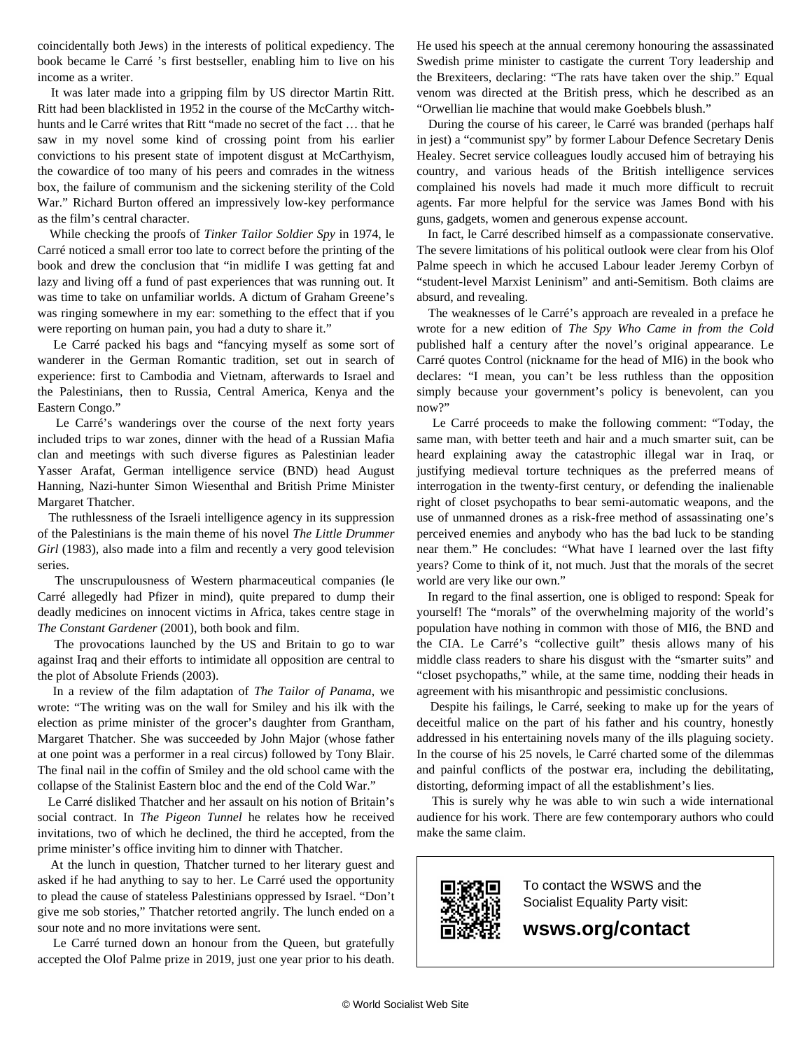coincidentally both Jews) in the interests of political expediency. The book became le Carré 's first bestseller, enabling him to live on his income as a writer.

It was later made into a gripping film by US director Martin Ritt. Ritt had been blacklisted in 1952 in the course of the McCarthy witch-hunts and le Carré writes that Ritt "made no secret of the fact … that he saw in my novel some kind of crossing point from his earlier convictions to his present state of impotent disgust at McCarthyism, the cowardice of too many of his peers and comrades in the witness box, the failure of communism and the sickening sterility of the Cold War." Richard Burton offered an impressively low-key performance as the film's central character.

While checking the proofs of *Tinker Tailor Soldier Spy* in 1974, le Carré noticed a small error too late to correct before the printing of the book and drew the conclusion that "in midlife I was getting fat and lazy and living off a fund of past experiences that was running out. It was time to take on unfamiliar worlds. A dictum of Graham Greene's was ringing somewhere in my ear: something to the effect that if you were reporting on human pain, you had a duty to share it."

Le Carré packed his bags and "fancying myself as some sort of wanderer in the German Romantic tradition, set out in search of experience: first to Cambodia and Vietnam, afterwards to Israel and the Palestinians, then to Russia, Central America, Kenya and the Eastern Congo."

Le Carré's wanderings over the course of the next forty years included trips to war zones, dinner with the head of a Russian Mafia clan and meetings with such diverse figures as Palestinian leader Yasser Arafat, German intelligence service (BND) head August Hanning, Nazi-hunter Simon Wiesenthal and British Prime Minister Margaret Thatcher.

The ruthlessness of the Israeli intelligence agency in its suppression of the Palestinians is the main theme of his novel *The Little Drummer Girl* (1983), also made into a film and recently a very good television series.

The unscrupulousness of Western pharmaceutical companies (le Carré allegedly had Pfizer in mind), quite prepared to dump their deadly medicines on innocent victims in Africa, takes centre stage in *The Constant Gardener* (2001), both book and film.

The provocations launched by the US and Britain to go to war against Iraq and their efforts to intimidate all opposition are central to the plot of Absolute Friends (2003).

In a review of the film adaptation of *The Tailor of Panama*, we wrote: "The writing was on the wall for Smiley and his ilk with the election as prime minister of the grocer's daughter from Grantham, Margaret Thatcher. She was succeeded by John Major (whose father at one point was a performer in a real circus) followed by Tony Blair. The final nail in the coffin of Smiley and the old school came with the collapse of the Stalinist Eastern bloc and the end of the Cold War."

Le Carré disliked Thatcher and her assault on his notion of Britain's social contract. In *The Pigeon Tunnel* he relates how he received invitations, two of which he declined, the third he accepted, from the prime minister's office inviting him to dinner with Thatcher.

At the lunch in question, Thatcher turned to her literary guest and asked if he had anything to say to her. Le Carré used the opportunity to plead the cause of stateless Palestinians oppressed by Israel. "Don't give me sob stories," Thatcher retorted angrily. The lunch ended on a sour note and no more invitations were sent.

Le Carré turned down an honour from the Queen, but gratefully accepted the Olof Palme prize in 2019, just one year prior to his death. He used his speech at the annual ceremony honouring the assassinated Swedish prime minister to castigate the current Tory leadership and the Brexiteers, declaring: "The rats have taken over the ship." Equal venom was directed at the British press, which he described as an "Orwellian lie machine that would make Goebbels blush."

During the course of his career, le Carré was branded (perhaps half in jest) a "communist spy" by former Labour Defence Secretary Denis Healey. Secret service colleagues loudly accused him of betraying his country, and various heads of the British intelligence services complained his novels had made it much more difficult to recruit agents. Far more helpful for the service was James Bond with his guns, gadgets, women and generous expense account.

In fact, le Carré described himself as a compassionate conservative. The severe limitations of his political outlook were clear from his Olof Palme speech in which he accused Labour leader Jeremy Corbyn of "student-level Marxist Leninism" and anti-Semitism. Both claims are absurd, and revealing.

The weaknesses of le Carré's approach are revealed in a preface he wrote for a new edition of *The Spy Who Came in from the Cold* published half a century after the novel's original appearance. Le Carré quotes Control (nickname for the head of MI6) in the book who declares: "I mean, you can't be less ruthless than the opposition simply because your government's policy is benevolent, can you now?"

Le Carré proceeds to make the following comment: "Today, the same man, with better teeth and hair and a much smarter suit, can be heard explaining away the catastrophic illegal war in Iraq, or justifying medieval torture techniques as the preferred means of interrogation in the twenty-first century, or defending the inalienable right of closet psychopaths to bear semi-automatic weapons, and the use of unmanned drones as a risk-free method of assassinating one's perceived enemies and anybody who has the bad luck to be standing near them." He concludes: "What have I learned over the last fifty years? Come to think of it, not much. Just that the morals of the secret world are very like our own."

In regard to the final assertion, one is obliged to respond: Speak for yourself! The "morals" of the overwhelming majority of the world's population have nothing in common with those of MI6, the BND and the CIA. Le Carré's "collective guilt" thesis allows many of his middle class readers to share his disgust with the "smarter suits" and "closet psychopaths," while, at the same time, nodding their heads in agreement with his misanthropic and pessimistic conclusions.

Despite his failings, le Carré, seeking to make up for the years of deceitful malice on the part of his father and his country, honestly addressed in his entertaining novels many of the ills plaguing society. In the course of his 25 novels, le Carré charted some of the dilemmas and painful conflicts of the postwar era, including the debilitating, distorting, deforming impact of all the establishment's lies.

This is surely why he was able to win such a wide international audience for his work. There are few contemporary authors who could make the same claim.

To contact the WSWS and the Socialist Equality Party visit:

**wsws.org/contact**